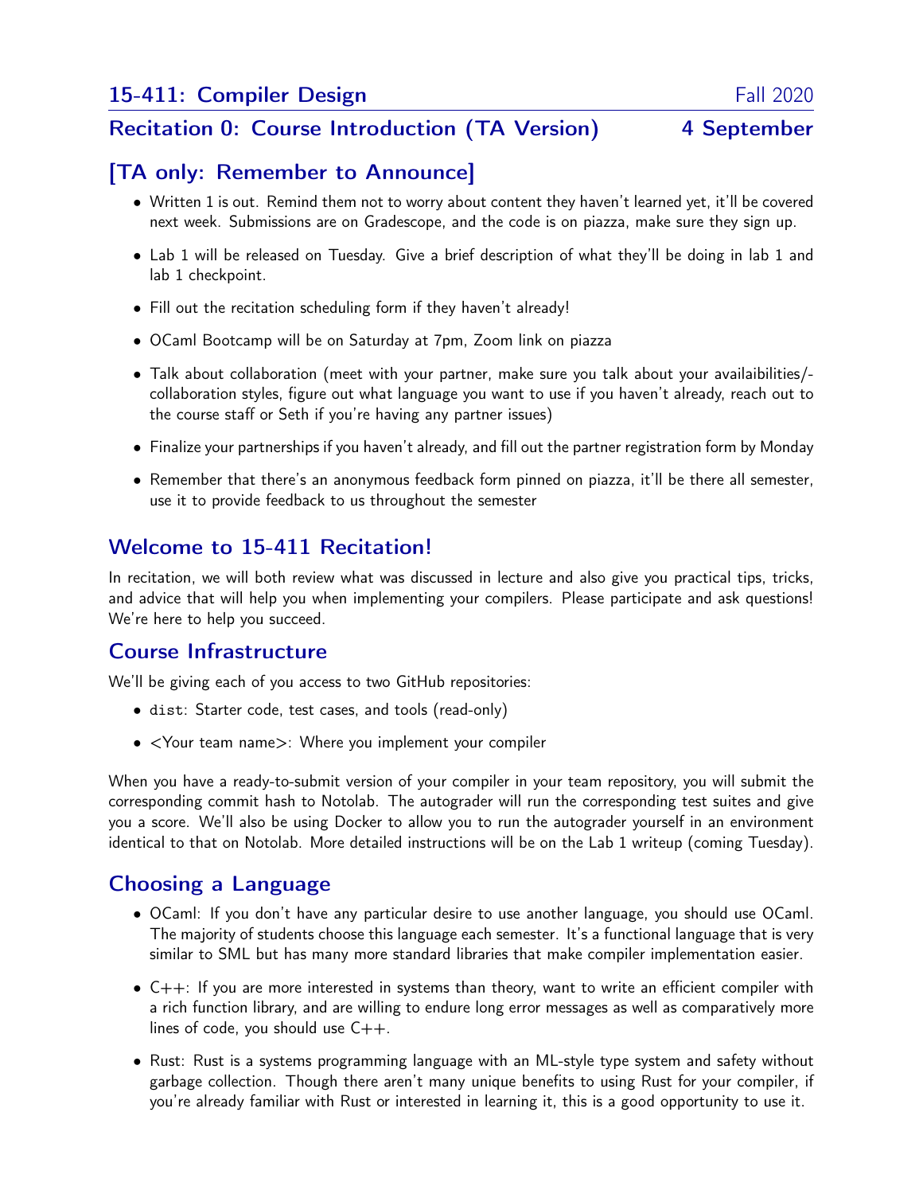# 15-411: Compiler Design — Fall 2020

## Recitation 0: Course Introduction (TA Version) — 4 September

## [TA only: Remember to Announce]

- Written 1 is out. Remind them not to worry about content they haven't learned yet, it'll be covered next week. Submissions are on Gradescope, and the code is on piazza, make sure they sign up.
- Lab 1 will be released on Tuesday. Give a brief description of what they'll be doing in lab 1 and lab 1 checkpoint.
- Fill out the recitation scheduling form if they haven't already!
- OCaml Bootcamp will be on Saturday at 7pm, Zoom link on piazza
- Talk about collaboration (meet with your partner, make sure you talk about your availaibilities/-collaboration styles, figure out what language you want to use if you haven't already, reach out to the course staff or Seth if you're having any partner issues)
- Finalize your partnerships if you haven't already, and fill out the partner registration form by Monday
- Remember that there's an anonymous feedback form pinned on piazza, it'll be there all semester, use it to provide feedback to us throughout the semester

## Welcome to 15-411 Recitation!

In recitation, we will both review what was discussed in lecture and also give you practical tips, tricks, and advice that will help you when implementing your compilers. Please participate and ask questions! We're here to help you succeed.

## Course Infrastructure

We'll be giving each of you access to two GitHub repositories:

- `dist`: Starter code, test cases, and tools (read-only)
- <Your team name>: Where you implement your compiler

When you have a ready-to-submit version of your compiler in your team repository, you will submit the corresponding commit hash to Notolab. The autograder will run the corresponding test suites and give you a score. We'll also be using Docker to allow you to run the autograder yourself in an environment identical to that on Notolab. More detailed instructions will be on the Lab 1 writeup (coming Tuesday).

## Choosing a Language

- OCaml: If you don't have any particular desire to use another language, you should use OCaml. The majority of students choose this language each semester. It's a functional language that is very similar to SML but has many more standard libraries that make compiler implementation easier.
- C++: If you are more interested in systems than theory, want to write an efficient compiler with a rich function library, and are willing to endure long error messages as well as comparatively more lines of code, you should use C++.
- Rust: Rust is a systems programming language with an ML-style type system and safety without garbage collection. Though there aren't many unique benefits to using Rust for your compiler, if you're already familiar with Rust or interested in learning it, this is a good opportunity to use it.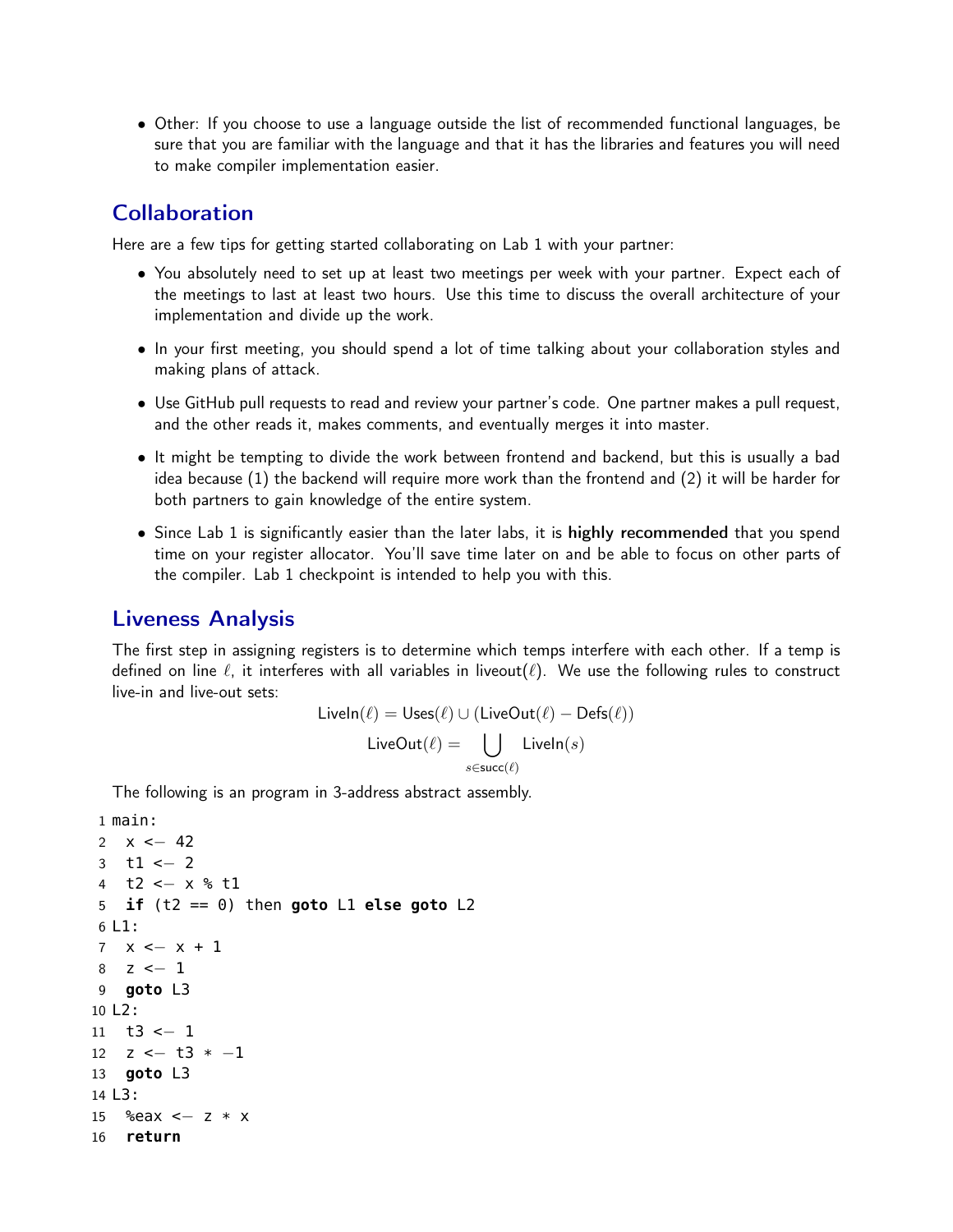- Other: If you choose to use a language outside the list of recommended functional languages, be sure that you are familiar with the language and that it has the libraries and features you will need to make compiler implementation easier.

## Collaboration

Here are a few tips for getting started collaborating on Lab 1 with your partner:

- You absolutely need to set up at least two meetings per week with your partner. Expect each of the meetings to last at least two hours. Use this time to discuss the overall architecture of your implementation and divide up the work.
- In your first meeting, you should spend a lot of time talking about your collaboration styles and making plans of attack.
- Use GitHub pull requests to read and review your partner's code. One partner makes a pull request, and the other reads it, makes comments, and eventually merges it into master.
- It might be tempting to divide the work between frontend and backend, but this is usually a bad idea because (1) the backend will require more work than the frontend and (2) it will be harder for both partners to gain knowledge of the entire system.
- Since Lab 1 is significantly easier than the later labs, it is **highly recommended** that you spend time on your register allocator. You'll save time later on and be able to focus on other parts of the compiler. Lab 1 checkpoint is intended to help you with this.

## Liveness Analysis

The first step in assigning registers is to determine which temps interfere with each other. If a temp is defined on line $\ell$, it interferes with all variables in liveout($\ell$). We use the following rules to construct live-in and live-out sets:

$$\text{LiveIn}(\ell) = \text{Uses}(\ell) \cup (\text{LiveOut}(\ell) - \text{Defs}(\ell))$$

$$\text{LiveOut}(\ell) = \bigcup_{s \in \text{succ}(\ell)} \text{LiveIn}(s)$$

The following is an program in 3-address abstract assembly.

```
1  main:
2    x <- 42
3    t1 <- 2
4    t2 <- x % t1
5    if (t2 == 0) then goto L1 else goto L2
6  L1:
7    x <- x + 1
8    z <- 1
9    goto L3
10 L2:
11   t3 <- 1
12   z <- t3 * -1
13   goto L3
14 L3:
15   %eax <- z * x
16   return
```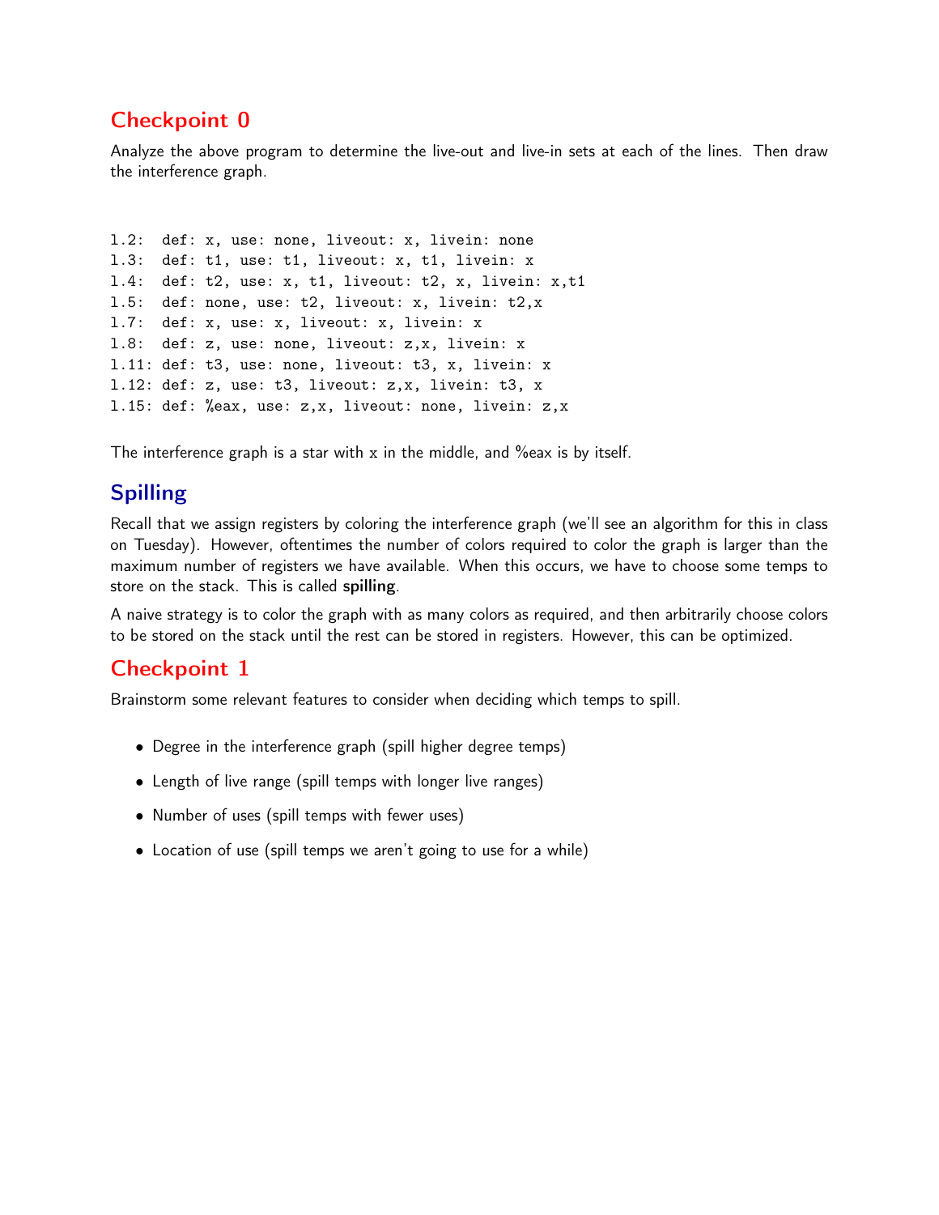## Checkpoint 0

Analyze the above program to determine the live-out and live-in sets at each of the lines. Then draw the interference graph.

```
l.2:  def: x, use: none, liveout: x, livein: none
l.3:  def: t1, use: t1, liveout: x, t1, livein: x
l.4:  def: t2, use: x, t1, liveout: t2, x, livein: x,t1
l.5:  def: none, use: t2, liveout: x, livein: t2,x
l.7:  def: x, use: x, liveout: x, livein: x
l.8:  def: z, use: none, liveout: z,x, livein: x
l.11: def: t3, use: none, liveout: t3, x, livein: x
l.12: def: z, use: t3, liveout: z,x, livein: t3, x
l.15: def: %eax, use: z,x, liveout: none, livein: z,x
```

The interference graph is a star with x in the middle, and %eax is by itself.

## Spilling

Recall that we assign registers by coloring the interference graph (we'll see an algorithm for this in class on Tuesday). However, oftentimes the number of colors required to color the graph is larger than the maximum number of registers we have available. When this occurs, we have to choose some temps to store on the stack. This is called **spilling**.

A naive strategy is to color the graph with as many colors as required, and then arbitrarily choose colors to be stored on the stack until the rest can be stored in registers. However, this can be optimized.

## Checkpoint 1

Brainstorm some relevant features to consider when deciding which temps to spill.

- Degree in the interference graph (spill higher degree temps)
- Length of live range (spill temps with longer live ranges)
- Number of uses (spill temps with fewer uses)
- Location of use (spill temps we aren't going to use for a while)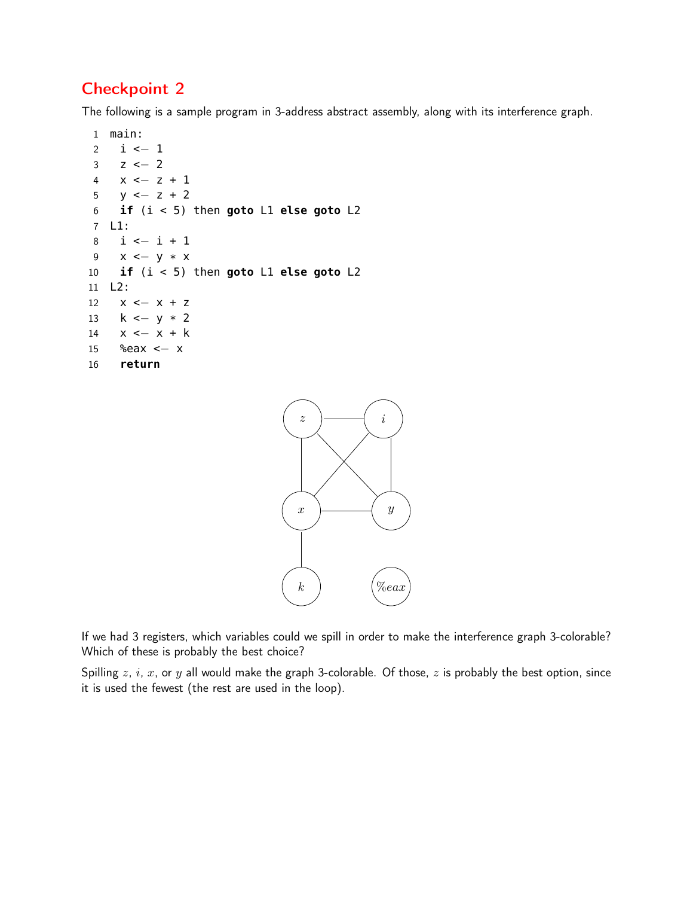## Checkpoint 2

The following is a sample program in 3-address abstract assembly, along with its interference graph.

```
1  main:
2    i <- 1
3    z <- 2
4    x <- z + 1
5    y <- z + 2
6    if (i < 5) then goto L1 else goto L2
7  L1:
8    i <- i + 1
9    x <- y * x
10   if (i < 5) then goto L1 else goto L2
11 L2:
12   x <- x + z
13   k <- y * 2
14   x <- x + k
15   %eax <- x
16   return
```

$z$

$i$

$x$

$y$

$k$

$\%eax$

If we had 3 registers, which variables could we spill in order to make the interference graph 3-colorable? Which of these is probably the best choice?

Spilling $z$, $i$, $x$, or $y$ all would make the graph 3-colorable. Of those, $z$ is probably the best option, since it is used the fewest (the rest are used in the loop).